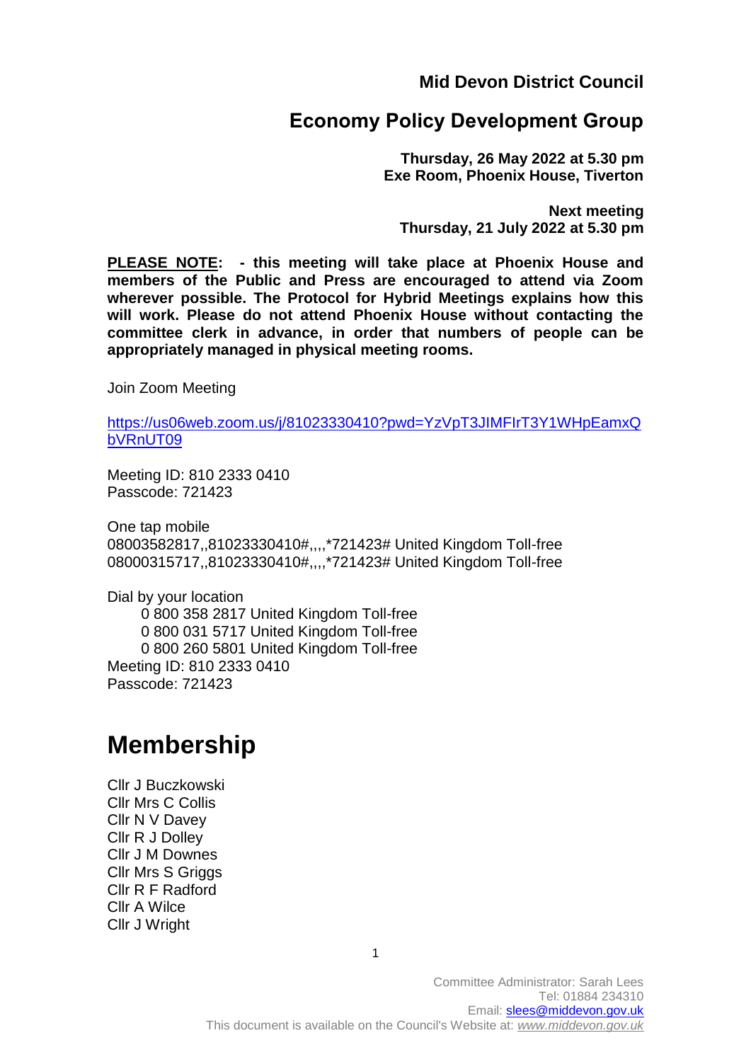**Mid Devon District Council**

# Economy Policy Development Group

**Thursday, 26 May 2022 at 5.30 pm**
**Exe Room, Phoenix House, Tiverton**

**Next meeting**
**Thursday, 21 July 2022 at 5.30 pm**

**PLEASE NOTE: - this meeting will take place at Phoenix House and members of the Public and Press are encouraged to attend via Zoom wherever possible. The Protocol for Hybrid Meetings explains how this will work. Please do not attend Phoenix House without contacting the committee clerk in advance, in order that numbers of people can be appropriately managed in physical meeting rooms.**

Join Zoom Meeting

https://us06web.zoom.us/j/81023330410?pwd=YzVpT3JIMFIrT3Y1WHpEamxQbVRnUT09

Meeting ID: 810 2333 0410
Passcode: 721423

One tap mobile
08003582817,,81023330410#,,,,*721423# United Kingdom Toll-free
08000315717,,81023330410#,,,,*721423# United Kingdom Toll-free

Dial by your location
0 800 358 2817 United Kingdom Toll-free
0 800 031 5717 United Kingdom Toll-free
0 800 260 5801 United Kingdom Toll-free
Meeting ID: 810 2333 0410
Passcode: 721423

# Membership

Cllr J Buczkowski
Cllr Mrs C Collis
Cllr N V Davey
Cllr R J Dolley
Cllr J M Downes
Cllr Mrs S Griggs
Cllr R F Radford
Cllr A Wilce
Cllr J Wright

Committee Administrator: Sarah Lees
Tel: 01884 234310
Email: slees@middevon.gov.uk
This document is available on the Council's Website at: *www.middevon.gov.uk*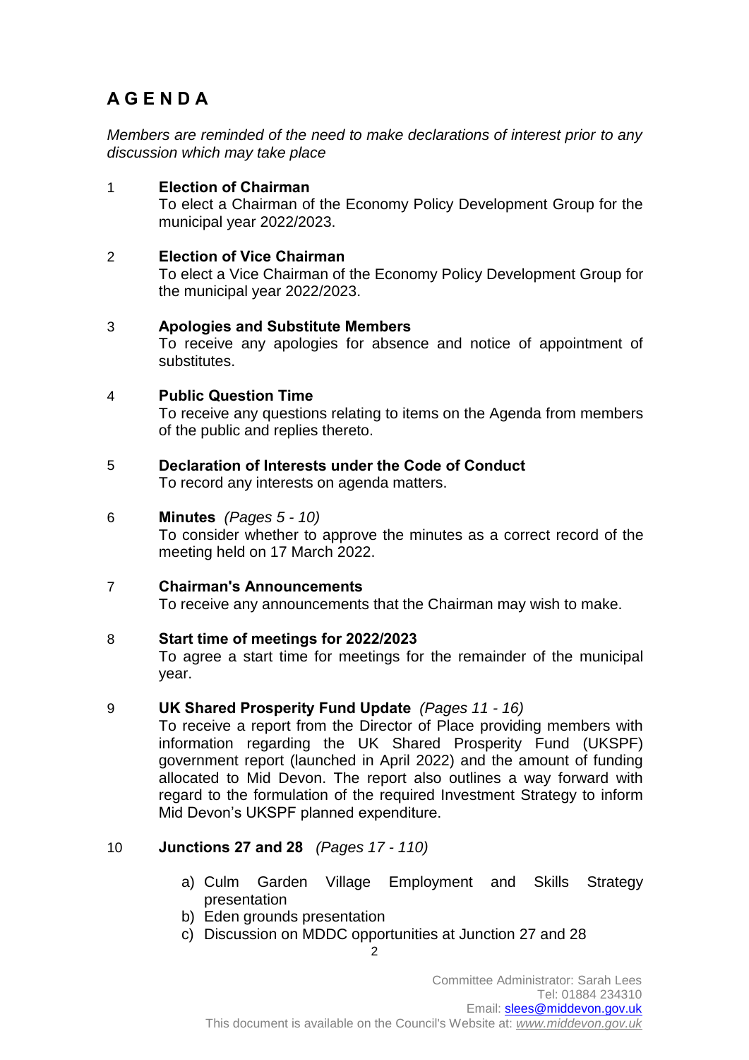# AGENDA

*Members are reminded of the need to make declarations of interest prior to any discussion which may take place*

1 **Election of Chairman**
To elect a Chairman of the Economy Policy Development Group for the municipal year 2022/2023.

2 **Election of Vice Chairman**
To elect a Vice Chairman of the Economy Policy Development Group for the municipal year 2022/2023.

3 **Apologies and Substitute Members**
To receive any apologies for absence and notice of appointment of substitutes.

4 **Public Question Time**
To receive any questions relating to items on the Agenda from members of the public and replies thereto.

5 **Declaration of Interests under the Code of Conduct**
To record any interests on agenda matters.

6 **Minutes** *(Pages 5 - 10)*
To consider whether to approve the minutes as a correct record of the meeting held on 17 March 2022.

7 **Chairman's Announcements**
To receive any announcements that the Chairman may wish to make.

8 **Start time of meetings for 2022/2023**
To agree a start time for meetings for the remainder of the municipal year.

9 **UK Shared Prosperity Fund Update** *(Pages 11 - 16)*
To receive a report from the Director of Place providing members with information regarding the UK Shared Prosperity Fund (UKSPF) government report (launched in April 2022) and the amount of funding allocated to Mid Devon. The report also outlines a way forward with regard to the formulation of the required Investment Strategy to inform Mid Devon's UKSPF planned expenditure.

10 **Junctions 27 and 28** *(Pages 17 - 110)*

a) Culm Garden Village Employment and Skills Strategy presentation
b) Eden grounds presentation
c) Discussion on MDDC opportunities at Junction 27 and 28

Committee Administrator: Sarah Lees
Tel: 01884 234310
Email: slees@middevon.gov.uk
This document is available on the Council's Website at: *www.middevon.gov.uk*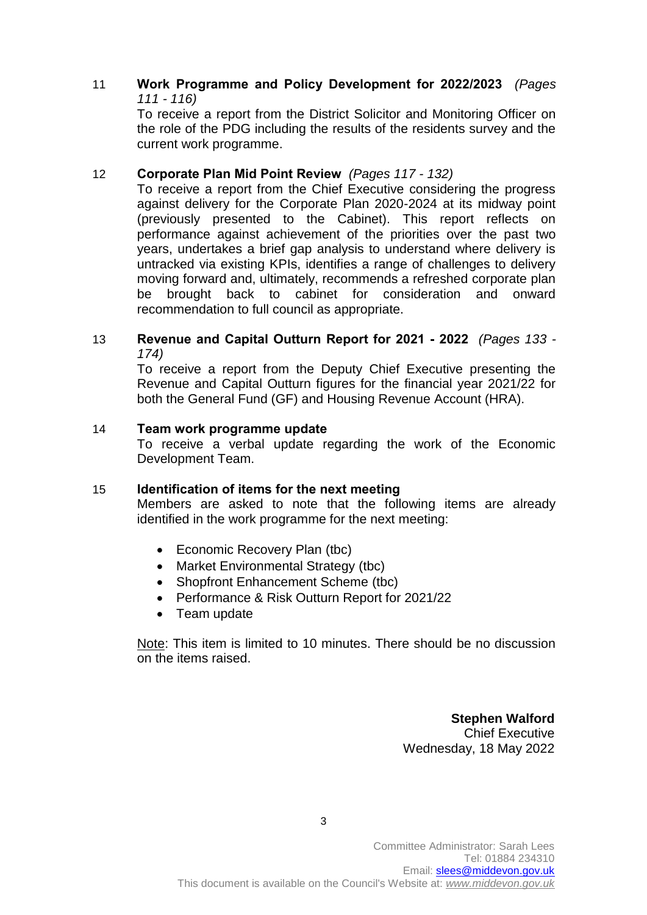11 **Work Programme and Policy Development for 2022/2023** *(Pages 111 - 116)*

To receive a report from the District Solicitor and Monitoring Officer on the role of the PDG including the results of the residents survey and the current work programme.

12 **Corporate Plan Mid Point Review** *(Pages 117 - 132)*

To receive a report from the Chief Executive considering the progress against delivery for the Corporate Plan 2020-2024 at its midway point (previously presented to the Cabinet). This report reflects on performance against achievement of the priorities over the past two years, undertakes a brief gap analysis to understand where delivery is untracked via existing KPIs, identifies a range of challenges to delivery moving forward and, ultimately, recommends a refreshed corporate plan be brought back to cabinet for consideration and onward recommendation to full council as appropriate.

13 **Revenue and Capital Outturn Report for 2021 - 2022** *(Pages 133 - 174)*

To receive a report from the Deputy Chief Executive presenting the Revenue and Capital Outturn figures for the financial year 2021/22 for both the General Fund (GF) and Housing Revenue Account (HRA).

14 **Team work programme update**

To receive a verbal update regarding the work of the Economic Development Team.

15 **Identification of items for the next meeting**

Members are asked to note that the following items are already identified in the work programme for the next meeting:

- Economic Recovery Plan (tbc)
- Market Environmental Strategy (tbc)
- Shopfront Enhancement Scheme (tbc)
- Performance & Risk Outturn Report for 2021/22
- Team update

Note: This item is limited to 10 minutes. There should be no discussion on the items raised.

**Stephen Walford**
Chief Executive
Wednesday, 18 May 2022

Committee Administrator: Sarah Lees
Tel: 01884 234310
Email: slees@middevon.gov.uk
This document is available on the Council's Website at: *www.middevon.gov.uk*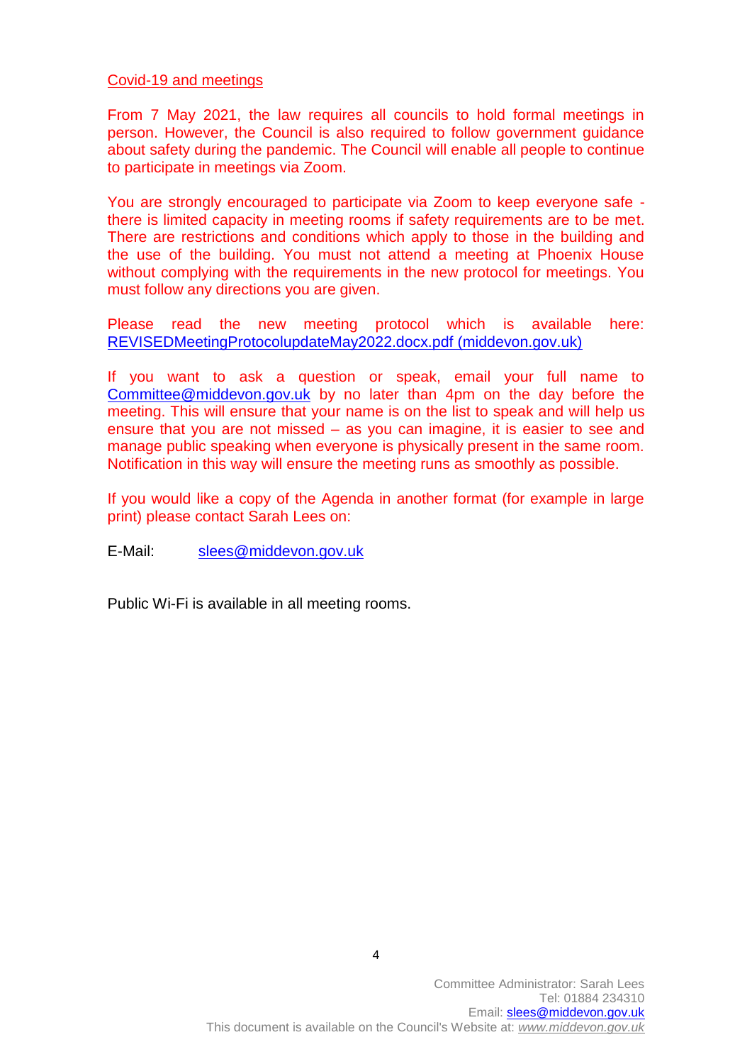## Covid-19 and meetings

From 7 May 2021, the law requires all councils to hold formal meetings in person. However, the Council is also required to follow government guidance about safety during the pandemic. The Council will enable all people to continue to participate in meetings via Zoom.

You are strongly encouraged to participate via Zoom to keep everyone safe - there is limited capacity in meeting rooms if safety requirements are to be met. There are restrictions and conditions which apply to those in the building and the use of the building. You must not attend a meeting at Phoenix House without complying with the requirements in the new protocol for meetings. You must follow any directions you are given.

Please read the new meeting protocol which is available here: REVISEDMeetingProtocolupdateMay2022.docx.pdf (middevon.gov.uk)

If you want to ask a question or speak, email your full name to Committee@middevon.gov.uk by no later than 4pm on the day before the meeting. This will ensure that your name is on the list to speak and will help us ensure that you are not missed – as you can imagine, it is easier to see and manage public speaking when everyone is physically present in the same room. Notification in this way will ensure the meeting runs as smoothly as possible.

If you would like a copy of the Agenda in another format (for example in large print) please contact Sarah Lees on:

E-Mail: slees@middevon.gov.uk

Public Wi-Fi is available in all meeting rooms.

Committee Administrator: Sarah Lees
Tel: 01884 234310
Email: slees@middevon.gov.uk
This document is available on the Council's Website at: *www.middevon.gov.uk*